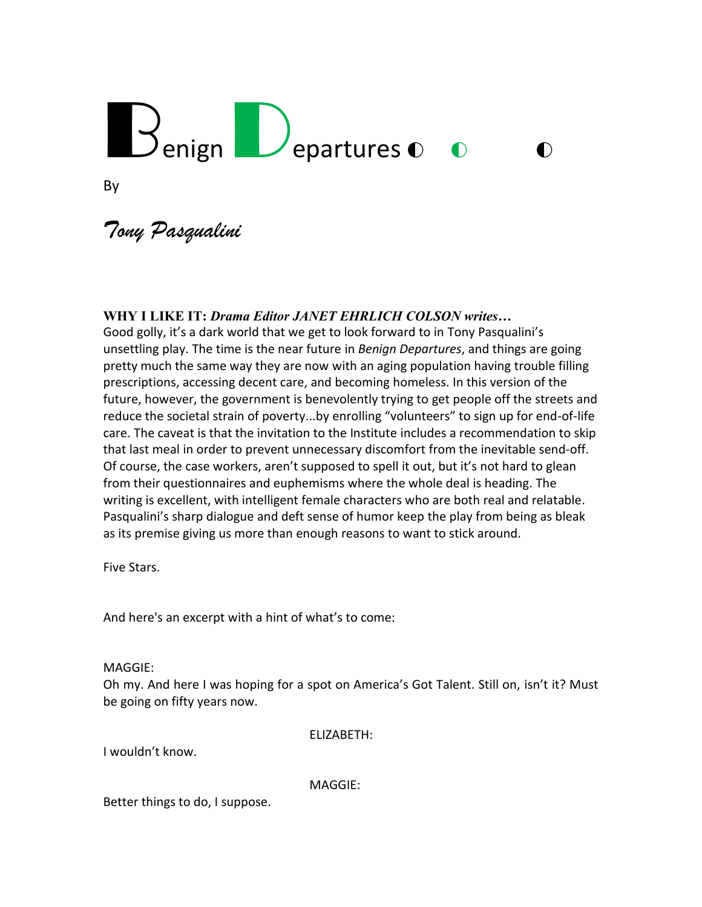# Benign Departures ◐ ◐ ◐

By

*Tony Pasqualini*

**WHY I LIKE IT:** ***Drama Editor JANET EHRLICH COLSON writes…***

Good golly, it's a dark world that we get to look forward to in Tony Pasqualini's unsettling play. The time is the near future in *Benign Departures*, and things are going pretty much the same way they are now with an aging population having trouble filling prescriptions, accessing decent care, and becoming homeless. In this version of the future, however, the government is benevolently trying to get people off the streets and reduce the societal strain of poverty...by enrolling "volunteers" to sign up for end-of-life care. The caveat is that the invitation to the Institute includes a recommendation to skip that last meal in order to prevent unnecessary discomfort from the inevitable send-off. Of course, the case workers, aren't supposed to spell it out, but it's not hard to glean from their questionnaires and euphemisms where the whole deal is heading. The writing is excellent, with intelligent female characters who are both real and relatable. Pasqualini's sharp dialogue and deft sense of humor keep the play from being as bleak as its premise giving us more than enough reasons to want to stick around.

Five Stars.

And here's an excerpt with a hint of what's to come:

MAGGIE:

Oh my. And here I was hoping for a spot on America's Got Talent. Still on, isn't it? Must be going on fifty years now.

ELIZABETH:

I wouldn't know.

MAGGIE:

Better things to do, I suppose.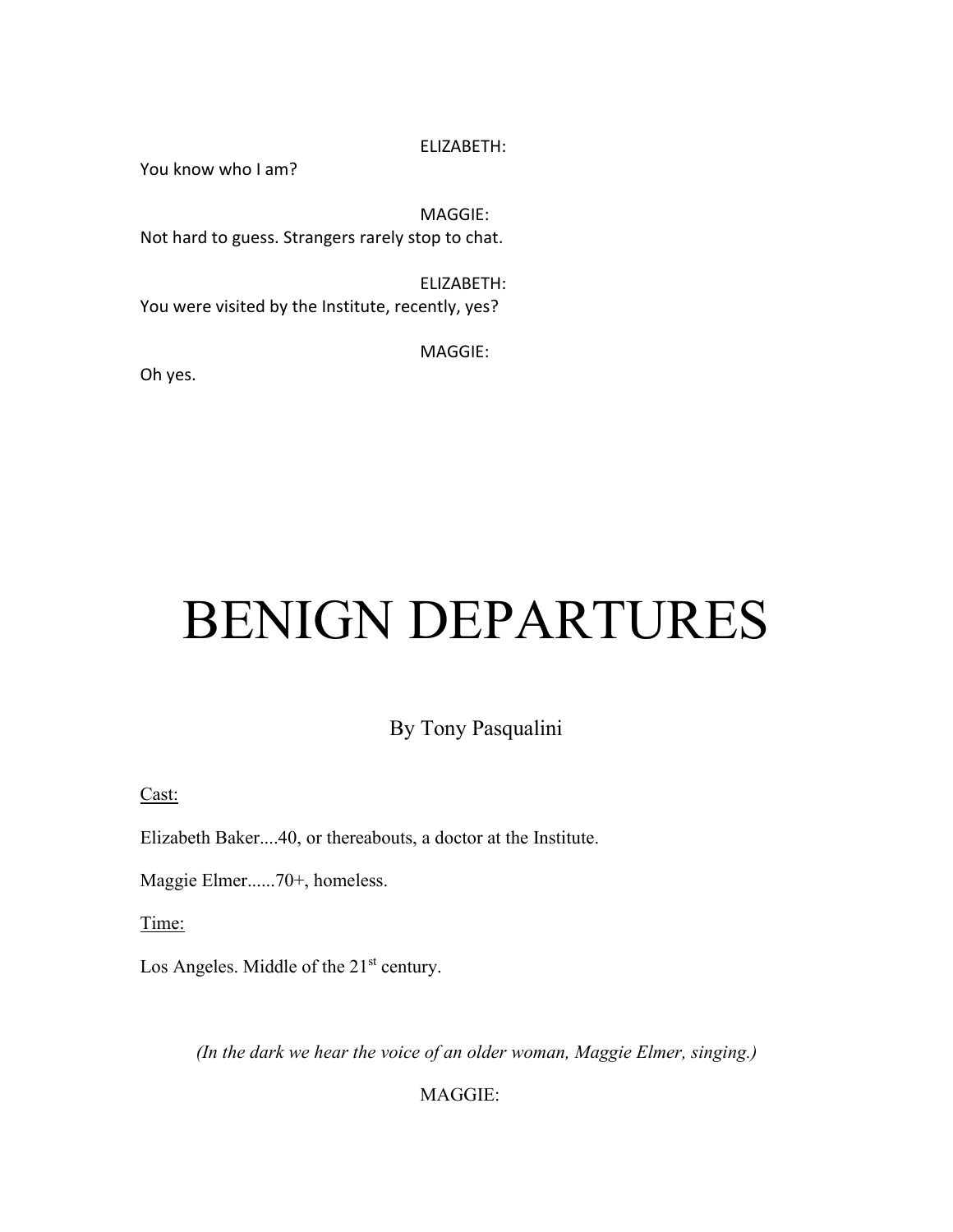ELIZABETH:

You know who I am?

MAGGIE:

Not hard to guess. Strangers rarely stop to chat.

ELIZABETH:

You were visited by the Institute, recently, yes?

MAGGIE:

Oh yes.

# BENIGN DEPARTURES

By Tony Pasqualini

Cast:

Elizabeth Baker....40, or thereabouts, a doctor at the Institute.

Maggie Elmer......70+, homeless.

Time:

Los Angeles. Middle of the 21st century.

*(In the dark we hear the voice of an older woman, Maggie Elmer, singing.)*

MAGGIE: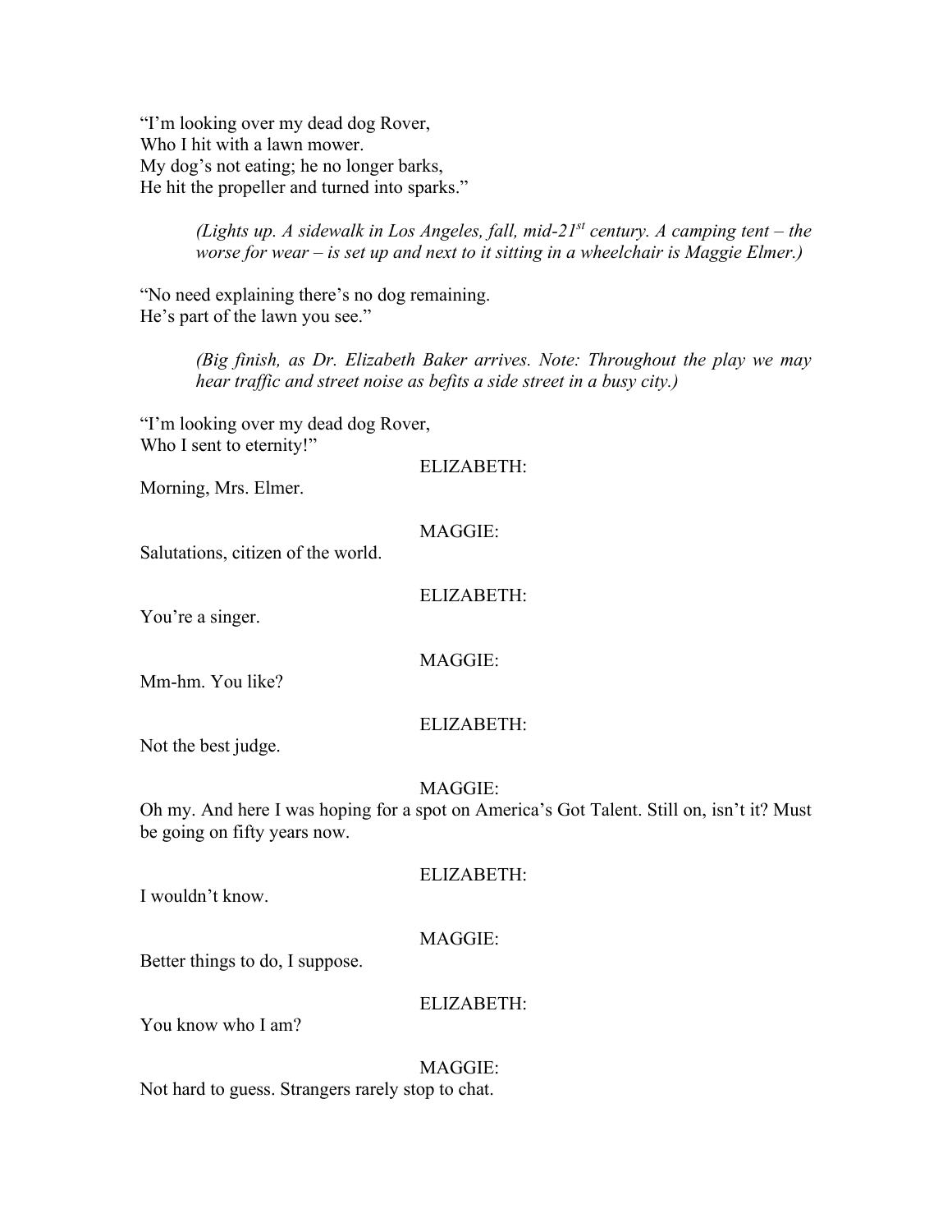"I'm looking over my dead dog Rover,
Who I hit with a lawn mower.
My dog's not eating; he no longer barks,
He hit the propeller and turned into sparks."

*(Lights up. A sidewalk in Los Angeles, fall, mid-21st century. A camping tent – the worse for wear – is set up and next to it sitting in a wheelchair is Maggie Elmer.)*

"No need explaining there's no dog remaining.
He's part of the lawn you see."

*(Big finish, as Dr. Elizabeth Baker arrives. Note: Throughout the play we may hear traffic and street noise as befits a side street in a busy city.)*

"I'm looking over my dead dog Rover,
Who I sent to eternity!"

ELIZABETH:

Morning, Mrs. Elmer.

MAGGIE:

Salutations, citizen of the world.

ELIZABETH:

You're a singer.

MAGGIE:

Mm-hm. You like?

ELIZABETH:

Not the best judge.

MAGGIE:

Oh my. And here I was hoping for a spot on America's Got Talent. Still on, isn't it? Must be going on fifty years now.

ELIZABETH:

I wouldn't know.

MAGGIE:

Better things to do, I suppose.

ELIZABETH:

You know who I am?

MAGGIE:

Not hard to guess. Strangers rarely stop to chat.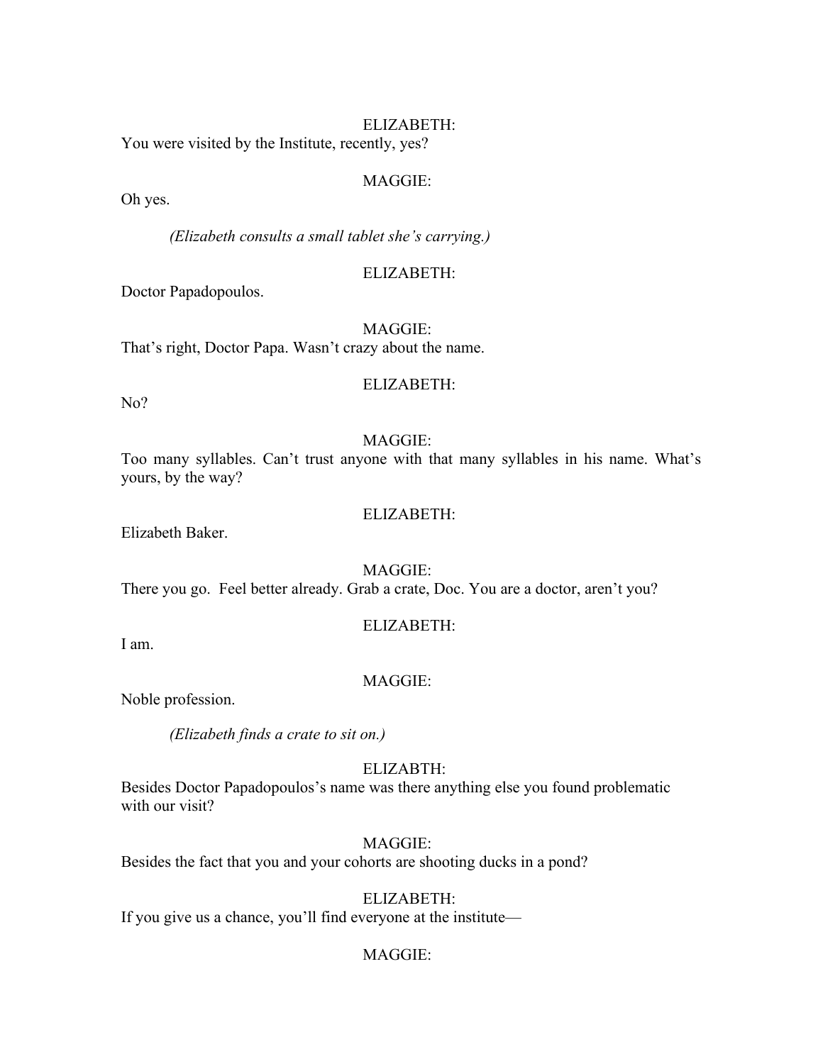ELIZABETH:

You were visited by the Institute, recently, yes?

MAGGIE:

Oh yes.

*(Elizabeth consults a small tablet she's carrying.)*

ELIZABETH:

Doctor Papadopoulos.

MAGGIE:

That's right, Doctor Papa. Wasn't crazy about the name.

ELIZABETH:

No?

MAGGIE:

Too many syllables. Can't trust anyone with that many syllables in his name. What's yours, by the way?

ELIZABETH:

Elizabeth Baker.

MAGGIE:

There you go. Feel better already. Grab a crate, Doc. You are a doctor, aren't you?

ELIZABETH:

I am.

MAGGIE:

Noble profession.

*(Elizabeth finds a crate to sit on.)*

ELIZABTH:

Besides Doctor Papadopoulos's name was there anything else you found problematic with our visit?

MAGGIE:

Besides the fact that you and your cohorts are shooting ducks in a pond?

ELIZABETH:

If you give us a chance, you'll find everyone at the institute—

MAGGIE: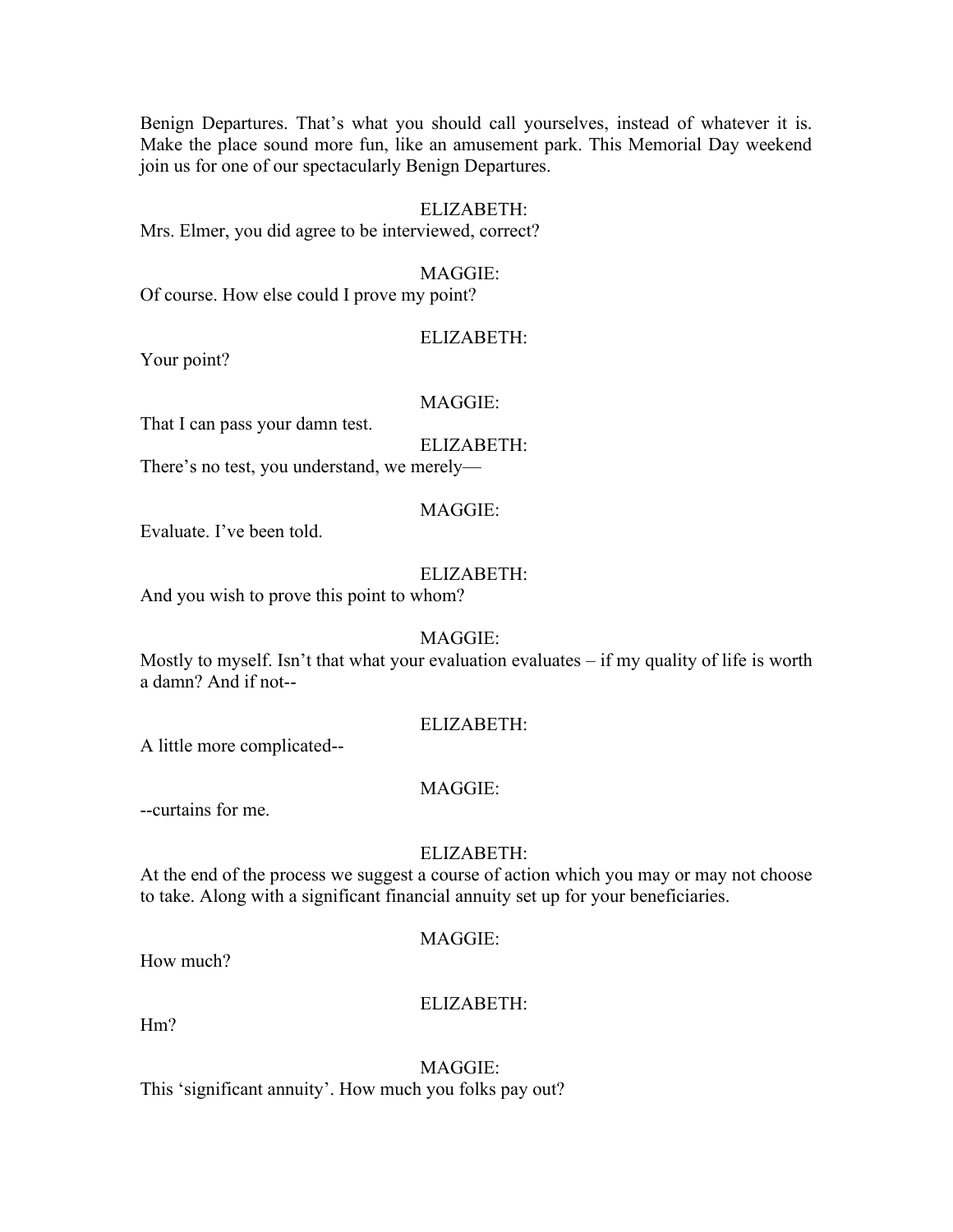Benign Departures. That's what you should call yourselves, instead of whatever it is. Make the place sound more fun, like an amusement park. This Memorial Day weekend join us for one of our spectacularly Benign Departures.

ELIZABETH:
Mrs. Elmer, you did agree to be interviewed, correct?

MAGGIE:
Of course. How else could I prove my point?

ELIZABETH:
Your point?

MAGGIE:
That I can pass your damn test.

ELIZABETH:
There's no test, you understand, we merely—

MAGGIE:
Evaluate. I've been told.

ELIZABETH:
And you wish to prove this point to whom?

MAGGIE:
Mostly to myself. Isn't that what your evaluation evaluates – if my quality of life is worth a damn? And if not--

ELIZABETH:
A little more complicated--

MAGGIE:
--curtains for me.

ELIZABETH:
At the end of the process we suggest a course of action which you may or may not choose to take. Along with a significant financial annuity set up for your beneficiaries.

MAGGIE:
How much?

ELIZABETH:
Hm?

MAGGIE:
This 'significant annuity'. How much you folks pay out?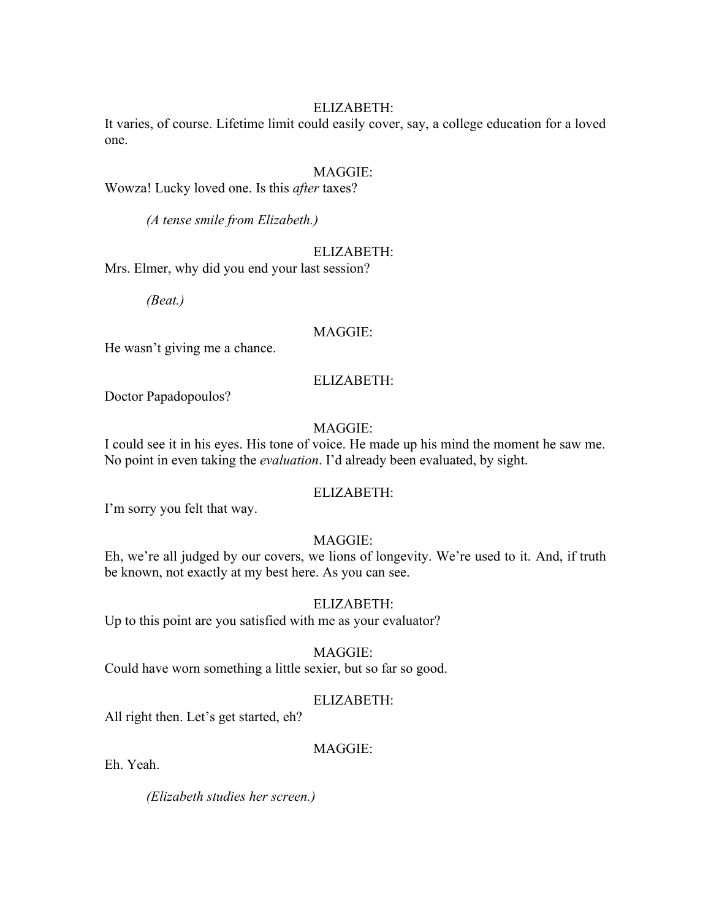ELIZABETH:

It varies, of course. Lifetime limit could easily cover, say, a college education for a loved one.

MAGGIE:

Wowza! Lucky loved one. Is this *after* taxes?

*(A tense smile from Elizabeth.)*

ELIZABETH:

Mrs. Elmer, why did you end your last session?

*(Beat.)*

MAGGIE:

He wasn't giving me a chance.

ELIZABETH:

Doctor Papadopoulos?

MAGGIE:

I could see it in his eyes. His tone of voice. He made up his mind the moment he saw me. No point in even taking the *evaluation*. I'd already been evaluated, by sight.

ELIZABETH:

I'm sorry you felt that way.

MAGGIE:

Eh, we're all judged by our covers, we lions of longevity. We're used to it. And, if truth be known, not exactly at my best here. As you can see.

ELIZABETH:

Up to this point are you satisfied with me as your evaluator?

MAGGIE:

Could have worn something a little sexier, but so far so good.

ELIZABETH:

All right then. Let's get started, eh?

MAGGIE:

Eh. Yeah.

*(Elizabeth studies her screen.)*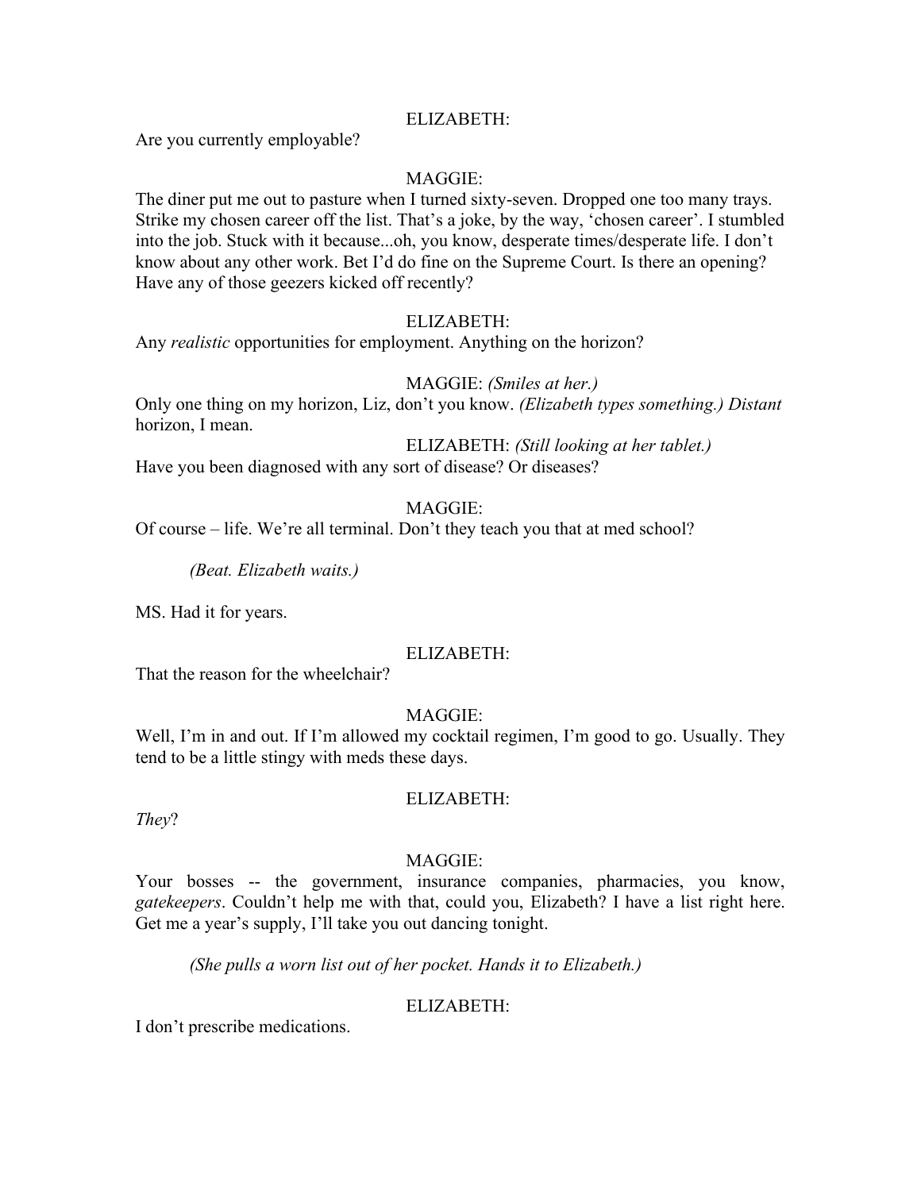ELIZABETH:

Are you currently employable?

MAGGIE:

The diner put me out to pasture when I turned sixty-seven. Dropped one too many trays. Strike my chosen career off the list. That's a joke, by the way, 'chosen career'. I stumbled into the job. Stuck with it because...oh, you know, desperate times/desperate life. I don't know about any other work. Bet I'd do fine on the Supreme Court. Is there an opening? Have any of those geezers kicked off recently?

ELIZABETH:

Any *realistic* opportunities for employment. Anything on the horizon?

MAGGIE: *(Smiles at her.)*

Only one thing on my horizon, Liz, don't you know. *(Elizabeth types something.) Distant* horizon, I mean.

ELIZABETH: *(Still looking at her tablet.)*

Have you been diagnosed with any sort of disease? Or diseases?

MAGGIE:

Of course – life. We're all terminal. Don't they teach you that at med school?

*(Beat. Elizabeth waits.)*

MS. Had it for years.

ELIZABETH:

That the reason for the wheelchair?

MAGGIE:

Well, I'm in and out. If I'm allowed my cocktail regimen, I'm good to go. Usually. They tend to be a little stingy with meds these days.

ELIZABETH:

*They*?

MAGGIE:

Your bosses -- the government, insurance companies, pharmacies, you know, *gatekeepers*. Couldn't help me with that, could you, Elizabeth? I have a list right here. Get me a year's supply, I'll take you out dancing tonight.

*(She pulls a worn list out of her pocket. Hands it to Elizabeth.)*

ELIZABETH:

I don't prescribe medications.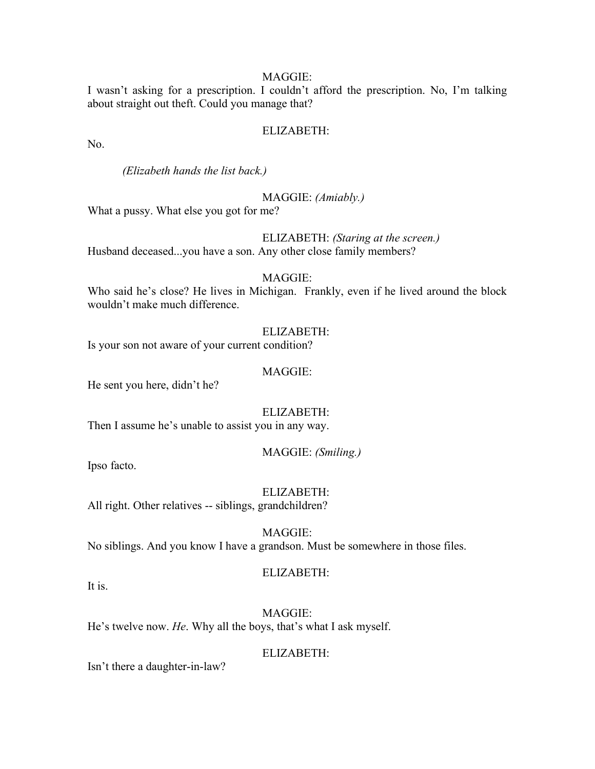MAGGIE:

I wasn't asking for a prescription. I couldn't afford the prescription. No, I'm talking about straight out theft. Could you manage that?

ELIZABETH:

No.

*(Elizabeth hands the list back.)*

MAGGIE: *(Amiably.)*

What a pussy. What else you got for me?

ELIZABETH: *(Staring at the screen.)*

Husband deceased...you have a son. Any other close family members?

MAGGIE:

Who said he's close? He lives in Michigan. Frankly, even if he lived around the block wouldn't make much difference.

ELIZABETH:

Is your son not aware of your current condition?

MAGGIE:

He sent you here, didn't he?

ELIZABETH:

Then I assume he's unable to assist you in any way.

MAGGIE: *(Smiling.)*

Ipso facto.

ELIZABETH:

All right. Other relatives -- siblings, grandchildren?

MAGGIE:

No siblings. And you know I have a grandson. Must be somewhere in those files.

ELIZABETH:

It is.

MAGGIE:

He's twelve now. *He*. Why all the boys, that's what I ask myself.

ELIZABETH:

Isn't there a daughter-in-law?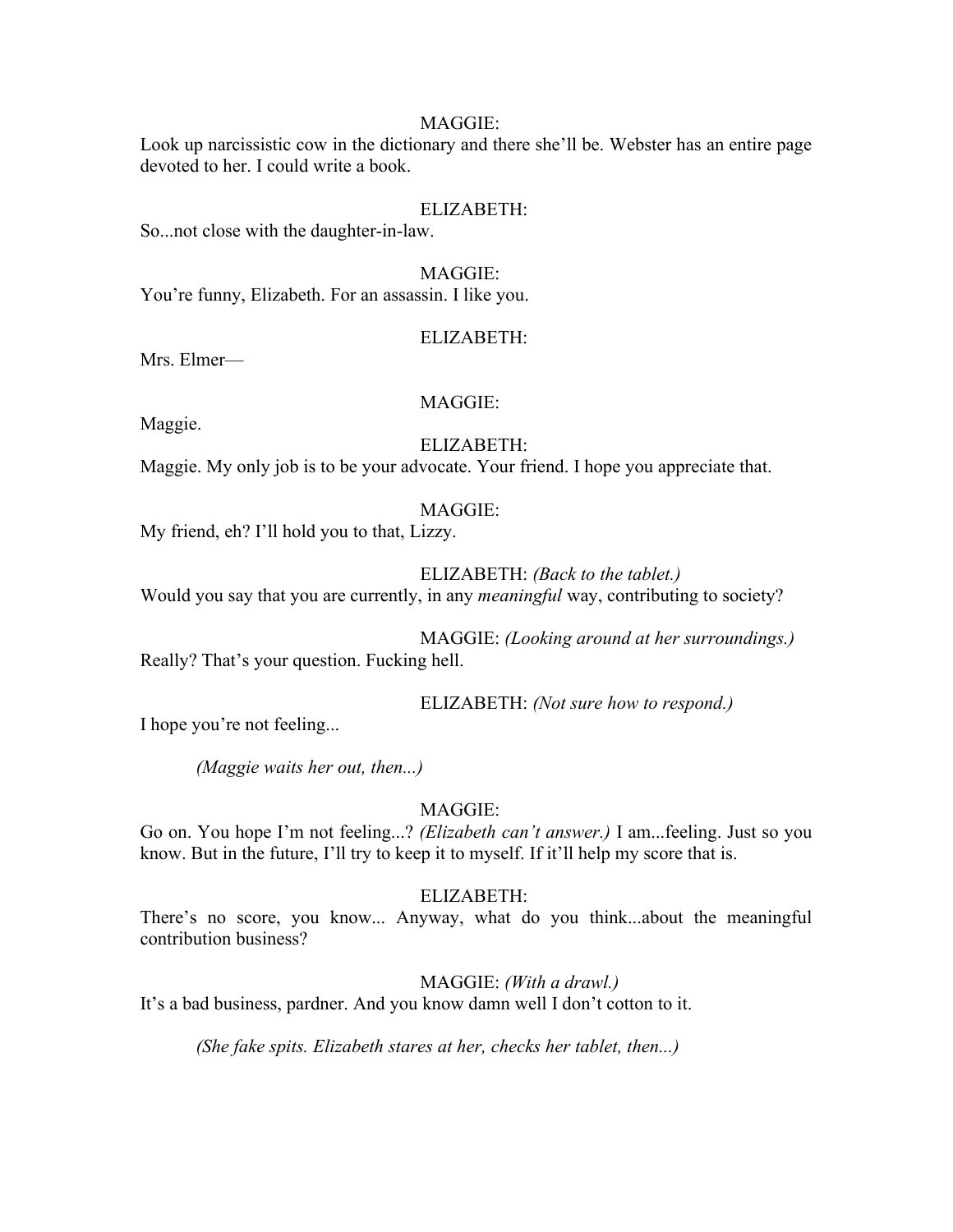MAGGIE:

Look up narcissistic cow in the dictionary and there she'll be. Webster has an entire page devoted to her. I could write a book.

ELIZABETH:

So...not close with the daughter-in-law.

MAGGIE:

You're funny, Elizabeth. For an assassin. I like you.

ELIZABETH:

Mrs. Elmer—

MAGGIE:

Maggie.

ELIZABETH:

Maggie. My only job is to be your advocate. Your friend. I hope you appreciate that.

MAGGIE:

My friend, eh? I'll hold you to that, Lizzy.

ELIZABETH: *(Back to the tablet.)*

Would you say that you are currently, in any *meaningful* way, contributing to society?

MAGGIE: *(Looking around at her surroundings.)*

Really? That's your question. Fucking hell.

ELIZABETH: *(Not sure how to respond.)*

I hope you're not feeling...

*(Maggie waits her out, then...)*

MAGGIE:

Go on. You hope I'm not feeling...? *(Elizabeth can't answer.)* I am...feeling. Just so you know. But in the future, I'll try to keep it to myself. If it'll help my score that is.

ELIZABETH:

There's no score, you know... Anyway, what do you think...about the meaningful contribution business?

MAGGIE: *(With a drawl.)*

It's a bad business, pardner. And you know damn well I don't cotton to it.

*(She fake spits. Elizabeth stares at her, checks her tablet, then...)*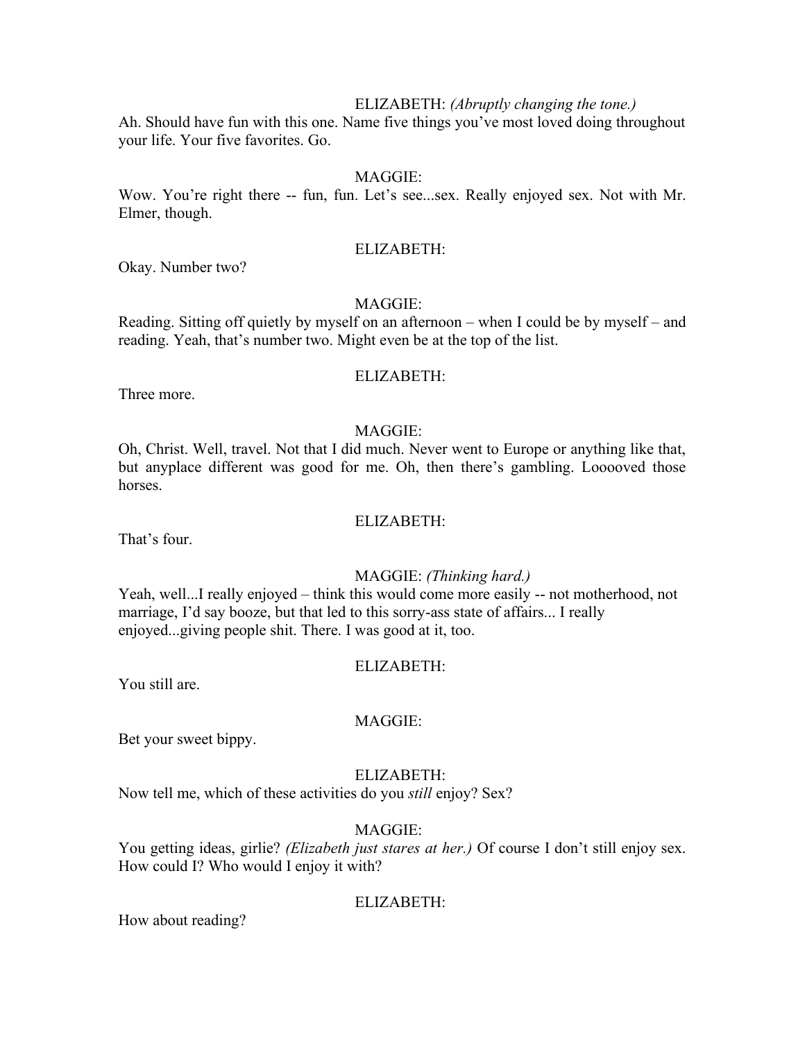ELIZABETH: *(Abruptly changing the tone.)*

Ah. Should have fun with this one. Name five things you've most loved doing throughout your life. Your five favorites. Go.

MAGGIE:

Wow. You're right there -- fun, fun. Let's see...sex. Really enjoyed sex. Not with Mr. Elmer, though.

ELIZABETH:

Okay. Number two?

MAGGIE:

Reading. Sitting off quietly by myself on an afternoon – when I could be by myself – and reading. Yeah, that's number two. Might even be at the top of the list.

ELIZABETH:

Three more.

MAGGIE:

Oh, Christ. Well, travel. Not that I did much. Never went to Europe or anything like that, but anyplace different was good for me. Oh, then there's gambling. Loooooved those horses.

ELIZABETH:

That's four.

MAGGIE: *(Thinking hard.)*

Yeah, well...I really enjoyed – think this would come more easily -- not motherhood, not marriage, I'd say booze, but that led to this sorry-ass state of affairs... I really enjoyed...giving people shit. There. I was good at it, too.

ELIZABETH:

You still are.

MAGGIE:

Bet your sweet bippy.

ELIZABETH:

Now tell me, which of these activities do you *still* enjoy? Sex?

MAGGIE:

You getting ideas, girlie? *(Elizabeth just stares at her.)* Of course I don't still enjoy sex. How could I? Who would I enjoy it with?

ELIZABETH:

How about reading?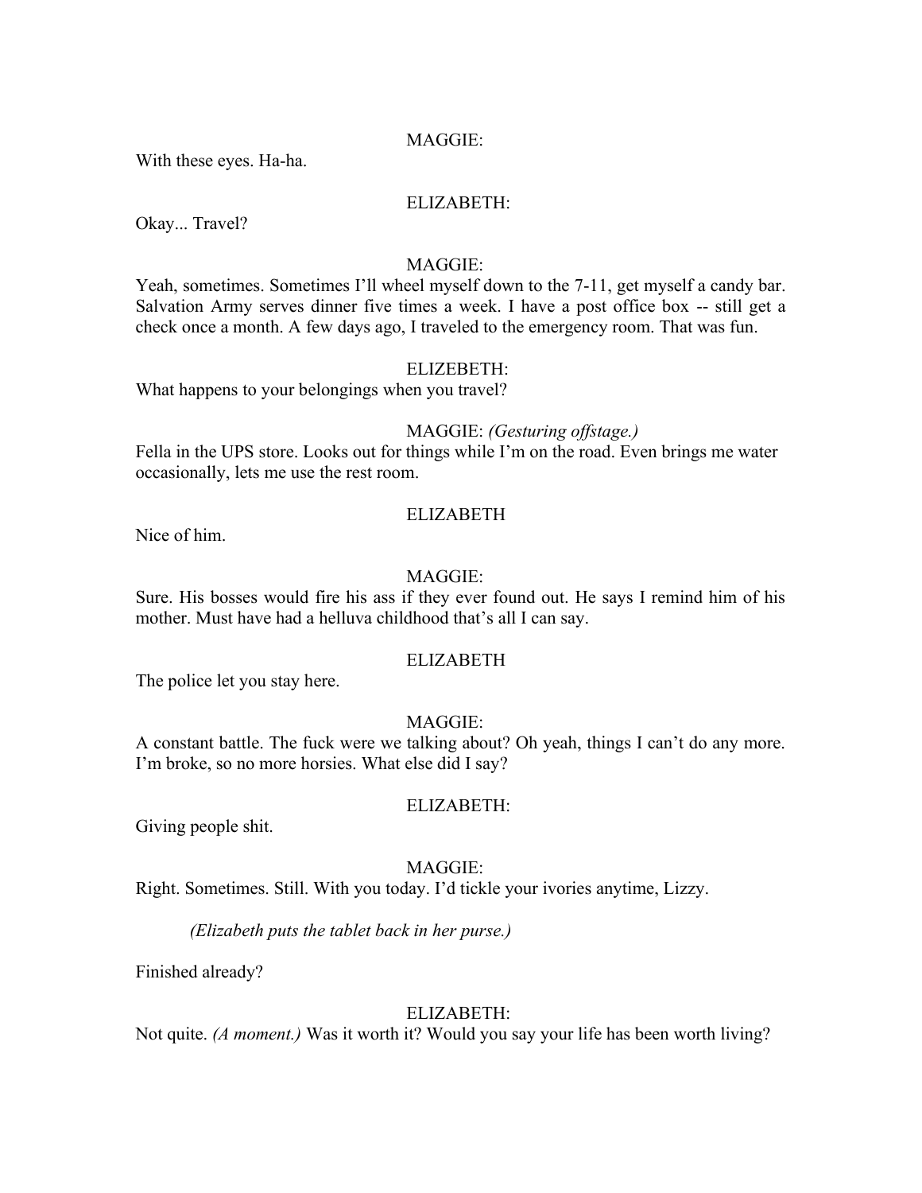MAGGIE:

With these eyes. Ha-ha.

ELIZABETH:

Okay... Travel?

MAGGIE:

Yeah, sometimes. Sometimes I'll wheel myself down to the 7-11, get myself a candy bar. Salvation Army serves dinner five times a week. I have a post office box -- still get a check once a month. A few days ago, I traveled to the emergency room. That was fun.

ELIZEBETH:

What happens to your belongings when you travel?

MAGGIE: *(Gesturing offstage.)*

Fella in the UPS store. Looks out for things while I'm on the road. Even brings me water occasionally, lets me use the rest room.

ELIZABETH

Nice of him.

MAGGIE:

Sure. His bosses would fire his ass if they ever found out. He says I remind him of his mother. Must have had a helluva childhood that's all I can say.

ELIZABETH

The police let you stay here.

MAGGIE:

A constant battle. The fuck were we talking about? Oh yeah, things I can't do any more. I'm broke, so no more horsies. What else did I say?

ELIZABETH:

Giving people shit.

MAGGIE:

Right. Sometimes. Still. With you today. I'd tickle your ivories anytime, Lizzy.

*(Elizabeth puts the tablet back in her purse.)*

Finished already?

ELIZABETH:

Not quite. *(A moment.)* Was it worth it? Would you say your life has been worth living?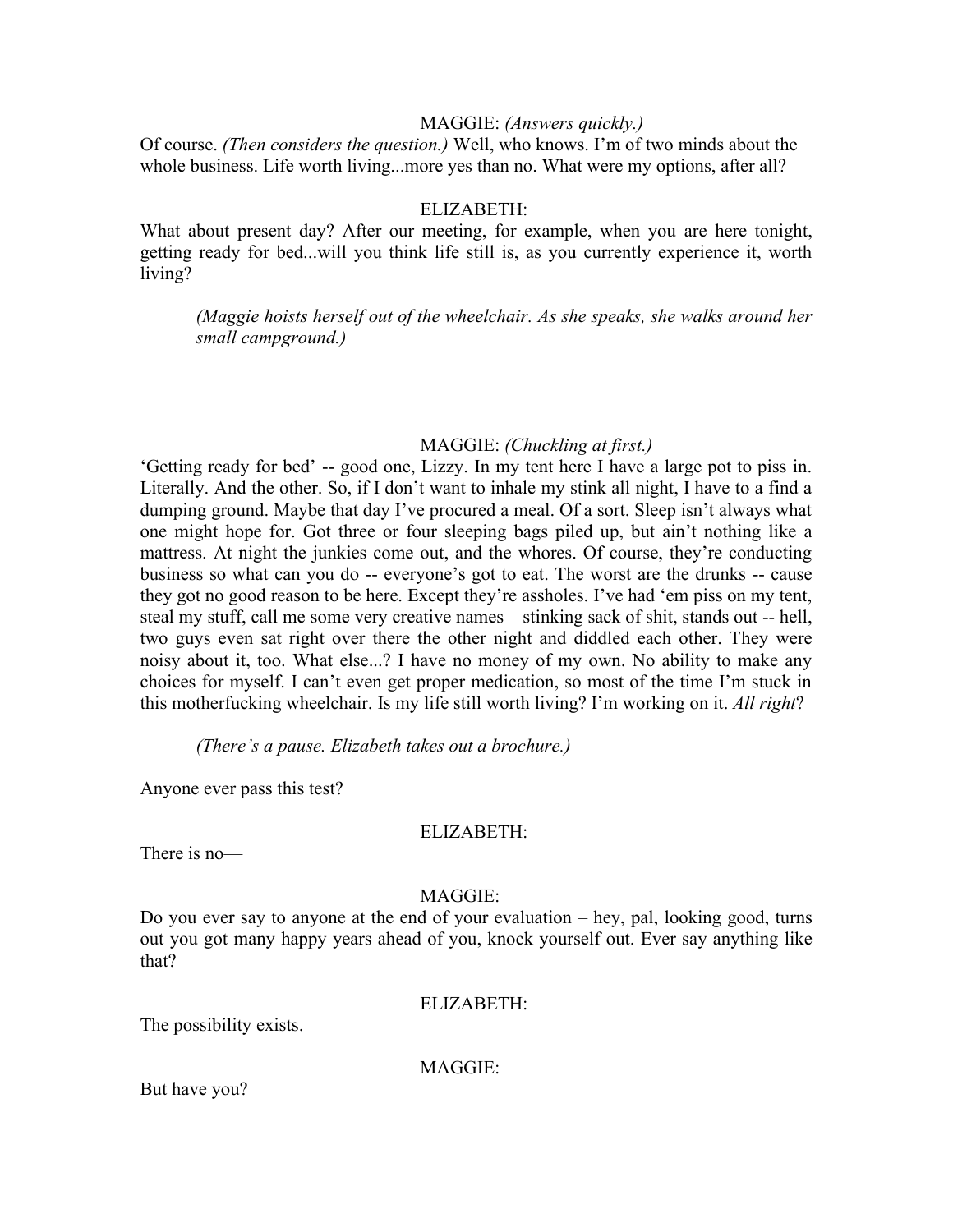MAGGIE: *(Answers quickly.)*

Of course. *(Then considers the question.)* Well, who knows. I'm of two minds about the whole business. Life worth living...more yes than no. What were my options, after all?

ELIZABETH:

What about present day? After our meeting, for example, when you are here tonight, getting ready for bed...will you think life still is, as you currently experience it, worth living?

> *(Maggie hoists herself out of the wheelchair. As she speaks, she walks around her small campground.)*

MAGGIE: *(Chuckling at first.)*

'Getting ready for bed' -- good one, Lizzy. In my tent here I have a large pot to piss in. Literally. And the other. So, if I don't want to inhale my stink all night, I have to a find a dumping ground. Maybe that day I've procured a meal. Of a sort. Sleep isn't always what one might hope for. Got three or four sleeping bags piled up, but ain't nothing like a mattress. At night the junkies come out, and the whores. Of course, they're conducting business so what can you do -- everyone's got to eat. The worst are the drunks -- cause they got no good reason to be here. Except they're assholes. I've had 'em piss on my tent, steal my stuff, call me some very creative names – stinking sack of shit, stands out -- hell, two guys even sat right over there the other night and diddled each other. They were noisy about it, too. What else...? I have no money of my own. No ability to make any choices for myself. I can't even get proper medication, so most of the time I'm stuck in this motherfucking wheelchair. Is my life still worth living? I'm working on it. *All right*?

> *(There's a pause. Elizabeth takes out a brochure.)*

Anyone ever pass this test?

ELIZABETH:

There is no—

MAGGIE:

Do you ever say to anyone at the end of your evaluation – hey, pal, looking good, turns out you got many happy years ahead of you, knock yourself out. Ever say anything like that?

ELIZABETH:

The possibility exists.

MAGGIE:

But have you?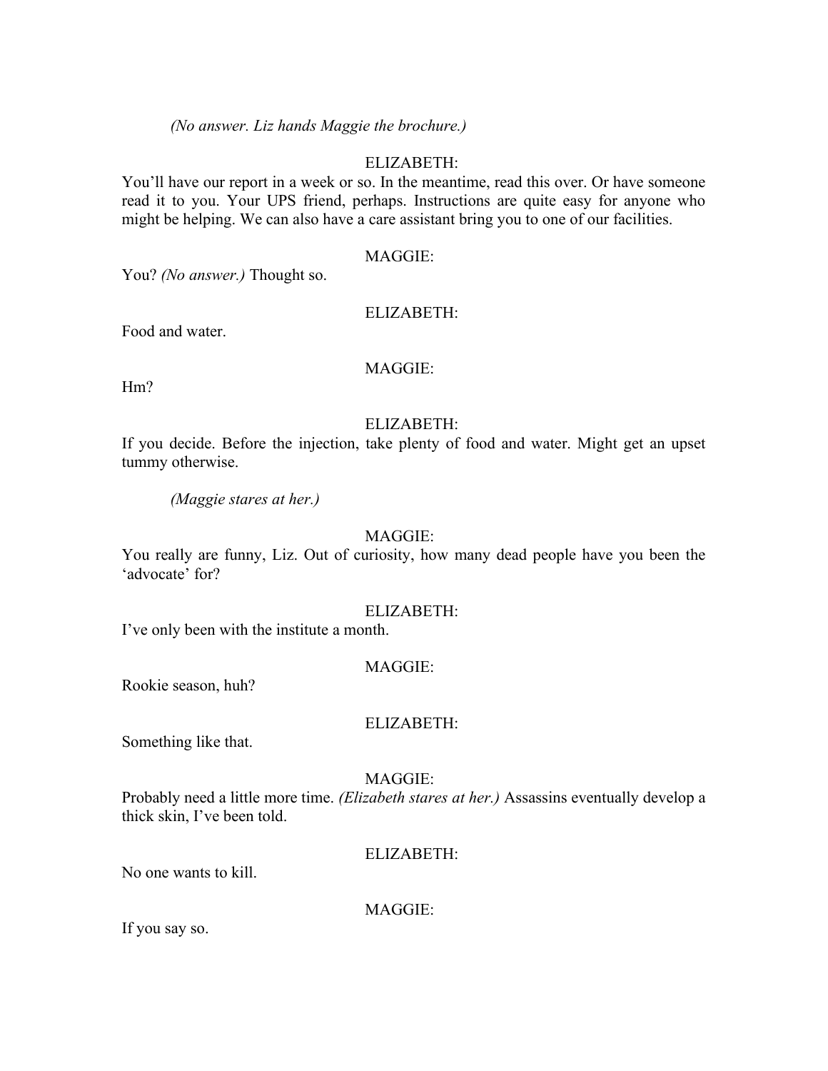*(No answer. Liz hands Maggie the brochure.)*

ELIZABETH:

You'll have our report in a week or so. In the meantime, read this over. Or have someone read it to you. Your UPS friend, perhaps. Instructions are quite easy for anyone who might be helping. We can also have a care assistant bring you to one of our facilities.

MAGGIE:

You? *(No answer.)* Thought so.

ELIZABETH:

Food and water.

MAGGIE:

Hm?

ELIZABETH:

If you decide. Before the injection, take plenty of food and water. Might get an upset tummy otherwise.

*(Maggie stares at her.)*

MAGGIE:

You really are funny, Liz. Out of curiosity, how many dead people have you been the 'advocate' for?

ELIZABETH:

I've only been with the institute a month.

MAGGIE:

Rookie season, huh?

ELIZABETH:

Something like that.

MAGGIE:

Probably need a little more time. *(Elizabeth stares at her.)* Assassins eventually develop a thick skin, I've been told.

ELIZABETH:

No one wants to kill.

MAGGIE:

If you say so.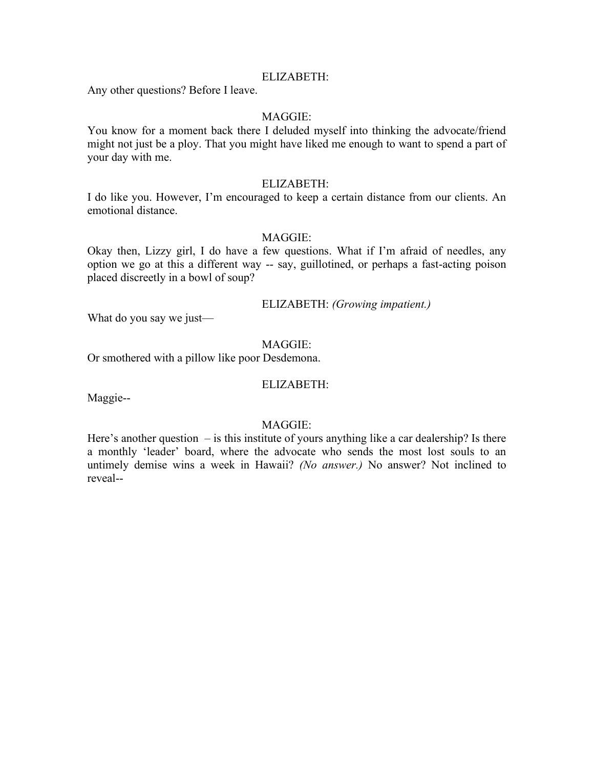ELIZABETH:

Any other questions? Before I leave.

MAGGIE:

You know for a moment back there I deluded myself into thinking the advocate/friend might not just be a ploy. That you might have liked me enough to want to spend a part of your day with me.

ELIZABETH:

I do like you. However, I'm encouraged to keep a certain distance from our clients. An emotional distance.

MAGGIE:

Okay then, Lizzy girl, I do have a few questions. What if I'm afraid of needles, any option we go at this a different way -- say, guillotined, or perhaps a fast-acting poison placed discreetly in a bowl of soup?

ELIZABETH: *(Growing impatient.)*

What do you say we just—

MAGGIE:

Or smothered with a pillow like poor Desdemona.

ELIZABETH:

Maggie--

MAGGIE:

Here's another question – is this institute of yours anything like a car dealership? Is there a monthly 'leader' board, where the advocate who sends the most lost souls to an untimely demise wins a week in Hawaii? *(No answer.)* No answer? Not inclined to reveal--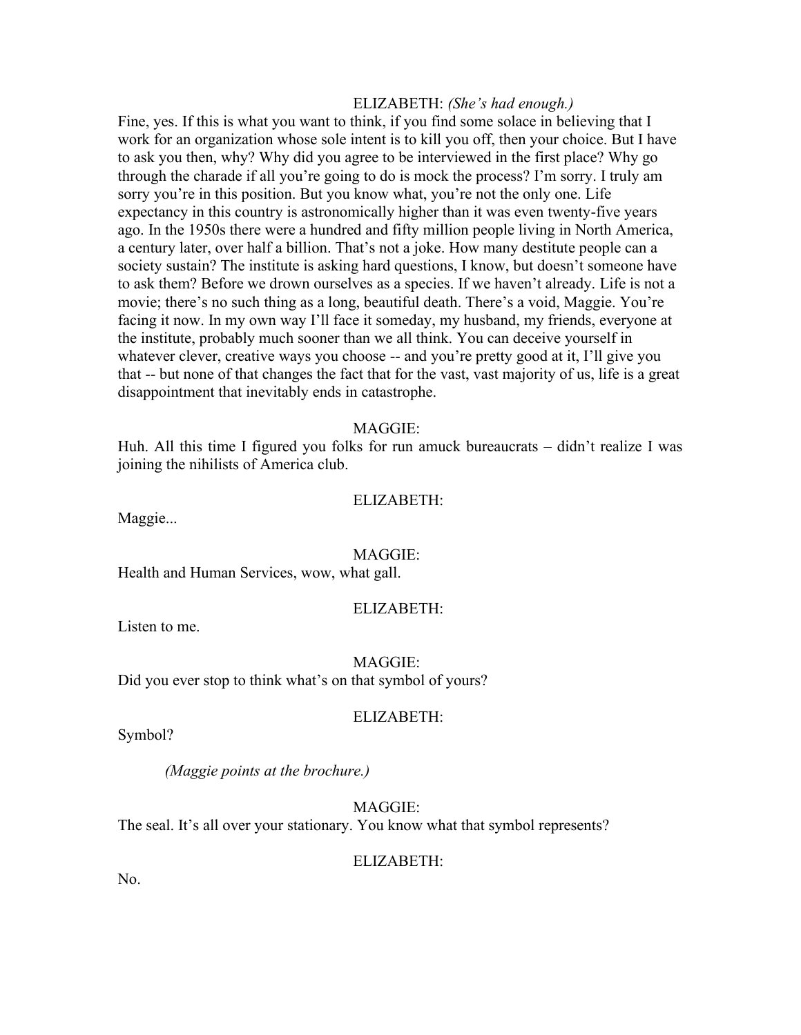ELIZABETH: *(She's had enough.)*

Fine, yes. If this is what you want to think, if you find some solace in believing that I work for an organization whose sole intent is to kill you off, then your choice. But I have to ask you then, why? Why did you agree to be interviewed in the first place? Why go through the charade if all you're going to do is mock the process? I'm sorry. I truly am sorry you're in this position. But you know what, you're not the only one. Life expectancy in this country is astronomically higher than it was even twenty-five years ago. In the 1950s there were a hundred and fifty million people living in North America, a century later, over half a billion. That's not a joke. How many destitute people can a society sustain? The institute is asking hard questions, I know, but doesn't someone have to ask them? Before we drown ourselves as a species. If we haven't already. Life is not a movie; there's no such thing as a long, beautiful death. There's a void, Maggie. You're facing it now. In my own way I'll face it someday, my husband, my friends, everyone at the institute, probably much sooner than we all think. You can deceive yourself in whatever clever, creative ways you choose -- and you're pretty good at it, I'll give you that -- but none of that changes the fact that for the vast, vast majority of us, life is a great disappointment that inevitably ends in catastrophe.

MAGGIE:

Huh. All this time I figured you folks for run amuck bureaucrats – didn't realize I was joining the nihilists of America club.

ELIZABETH:

Maggie...

MAGGIE:

Health and Human Services, wow, what gall.

ELIZABETH:

Listen to me.

MAGGIE:

Did you ever stop to think what's on that symbol of yours?

ELIZABETH:

Symbol?

*(Maggie points at the brochure.)*

MAGGIE:

The seal. It's all over your stationary. You know what that symbol represents?

ELIZABETH:

No.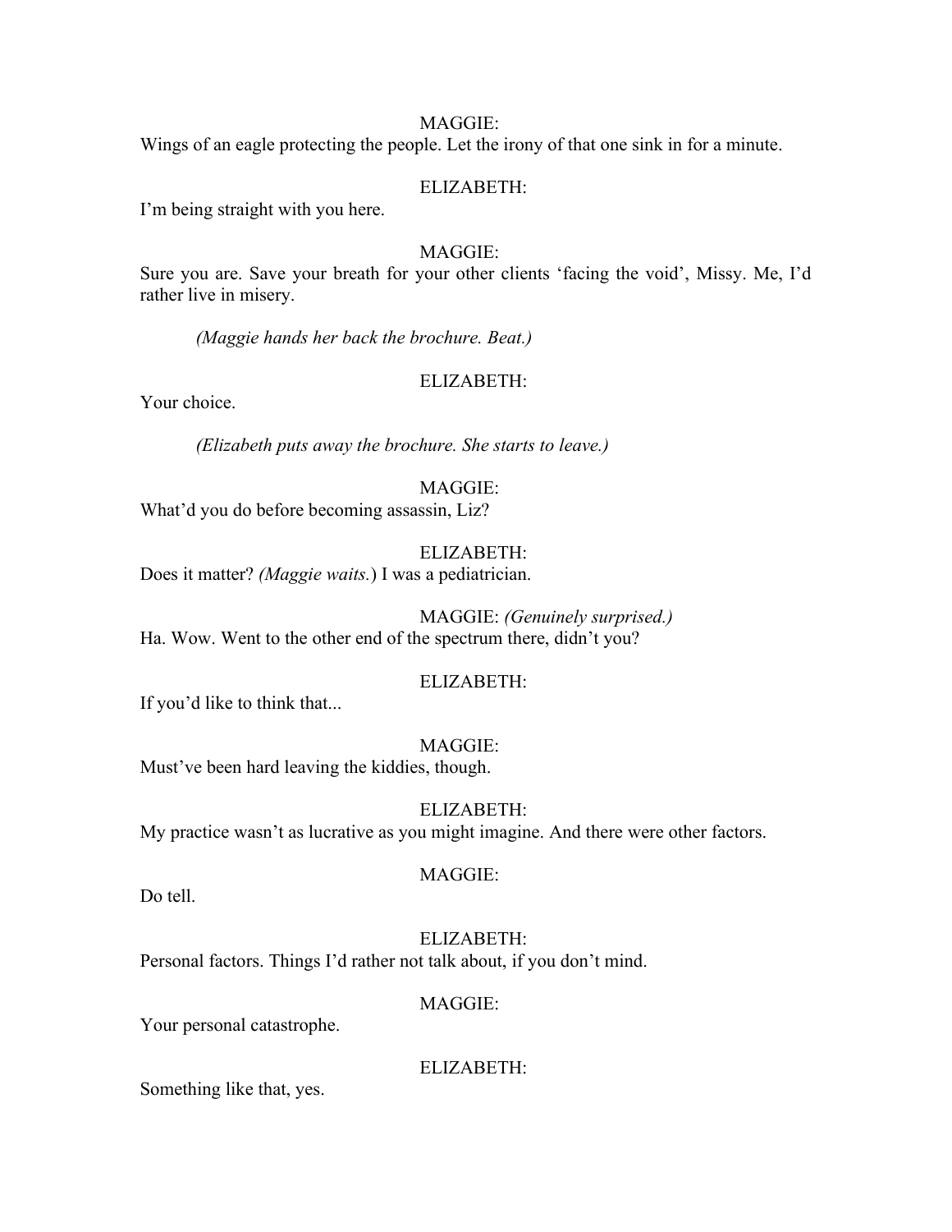MAGGIE:

Wings of an eagle protecting the people. Let the irony of that one sink in for a minute.

ELIZABETH:

I'm being straight with you here.

MAGGIE:

Sure you are. Save your breath for your other clients 'facing the void', Missy. Me, I'd rather live in misery.

*(Maggie hands her back the brochure. Beat.)*

ELIZABETH:

Your choice.

*(Elizabeth puts away the brochure. She starts to leave.)*

MAGGIE:

What'd you do before becoming assassin, Liz?

ELIZABETH:

Does it matter? *(Maggie waits.)* I was a pediatrician.

MAGGIE: *(Genuinely surprised.)*

Ha. Wow. Went to the other end of the spectrum there, didn't you?

ELIZABETH:

If you'd like to think that...

MAGGIE:

Must've been hard leaving the kiddies, though.

ELIZABETH:

My practice wasn't as lucrative as you might imagine. And there were other factors.

MAGGIE:

Do tell.

ELIZABETH:

Personal factors. Things I'd rather not talk about, if you don't mind.

MAGGIE:

Your personal catastrophe.

ELIZABETH:

Something like that, yes.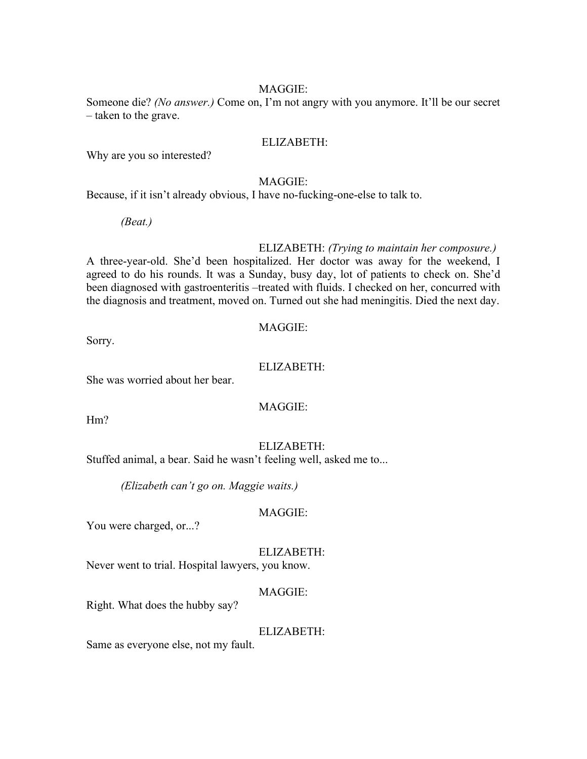MAGGIE:

Someone die? *(No answer.)* Come on, I'm not angry with you anymore. It'll be our secret – taken to the grave.

ELIZABETH:

Why are you so interested?

MAGGIE:

Because, if it isn't already obvious, I have no-fucking-one-else to talk to.

*(Beat.)*

ELIZABETH: *(Trying to maintain her composure.)*

A three-year-old. She'd been hospitalized. Her doctor was away for the weekend, I agreed to do his rounds. It was a Sunday, busy day, lot of patients to check on. She'd been diagnosed with gastroenteritis –treated with fluids. I checked on her, concurred with the diagnosis and treatment, moved on. Turned out she had meningitis. Died the next day.

MAGGIE:

Sorry.

ELIZABETH:

She was worried about her bear.

MAGGIE:

Hm?

ELIZABETH:

Stuffed animal, a bear. Said he wasn't feeling well, asked me to...

*(Elizabeth can't go on. Maggie waits.)*

MAGGIE:

You were charged, or...?

ELIZABETH:

Never went to trial. Hospital lawyers, you know.

MAGGIE:

Right. What does the hubby say?

ELIZABETH:

Same as everyone else, not my fault.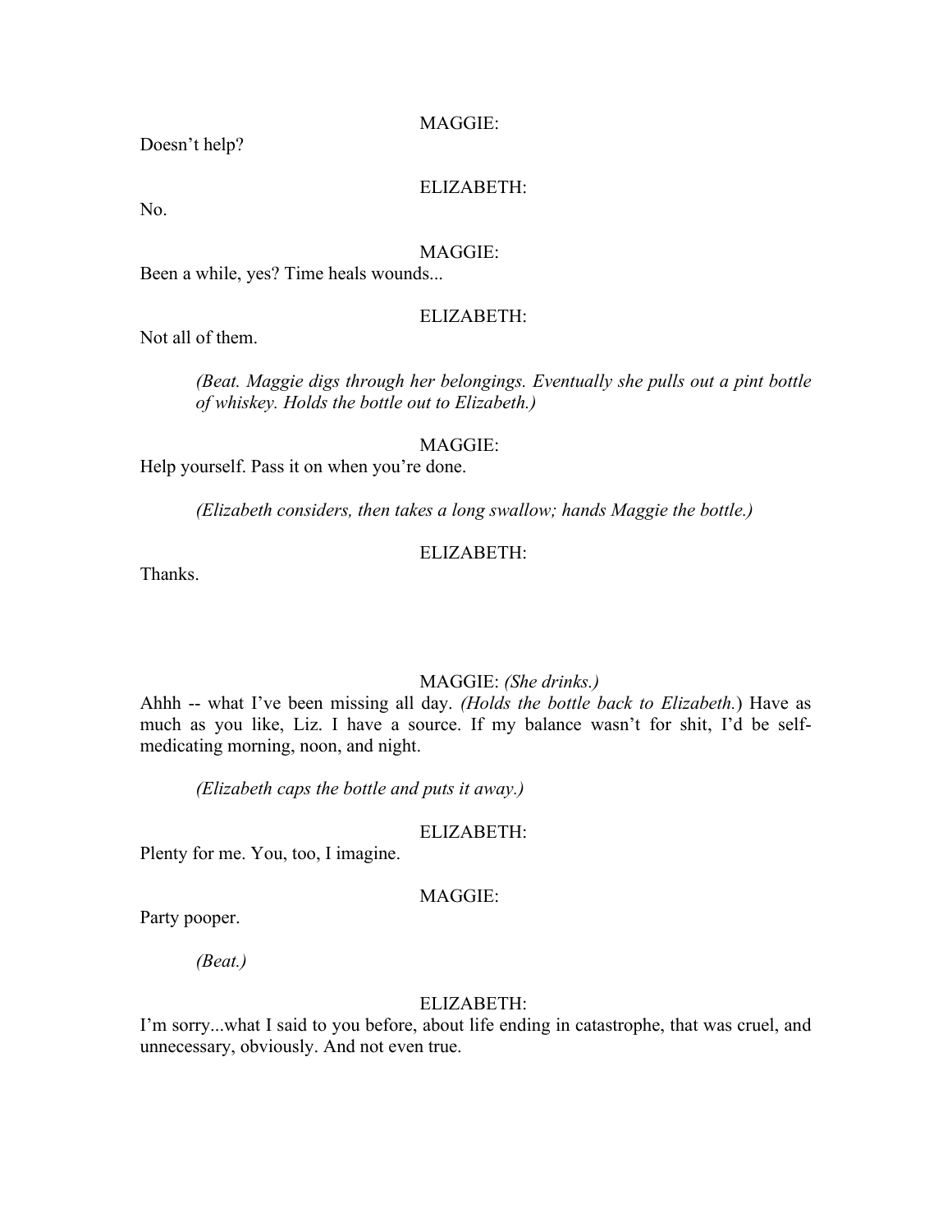MAGGIE:

Doesn't help?

ELIZABETH:

No.

MAGGIE:

Been a while, yes? Time heals wounds...

ELIZABETH:

Not all of them.

*(Beat. Maggie digs through her belongings. Eventually she pulls out a pint bottle of whiskey. Holds the bottle out to Elizabeth.)*

MAGGIE:

Help yourself. Pass it on when you're done.

*(Elizabeth considers, then takes a long swallow; hands Maggie the bottle.)*

ELIZABETH:

Thanks.

MAGGIE: *(She drinks.)*

Ahhh -- what I've been missing all day. *(Holds the bottle back to Elizabeth.)* Have as much as you like, Liz. I have a source. If my balance wasn't for shit, I'd be self-medicating morning, noon, and night.

*(Elizabeth caps the bottle and puts it away.)*

ELIZABETH:

Plenty for me. You, too, I imagine.

MAGGIE:

Party pooper.

*(Beat.)*

ELIZABETH:

I'm sorry...what I said to you before, about life ending in catastrophe, that was cruel, and unnecessary, obviously. And not even true.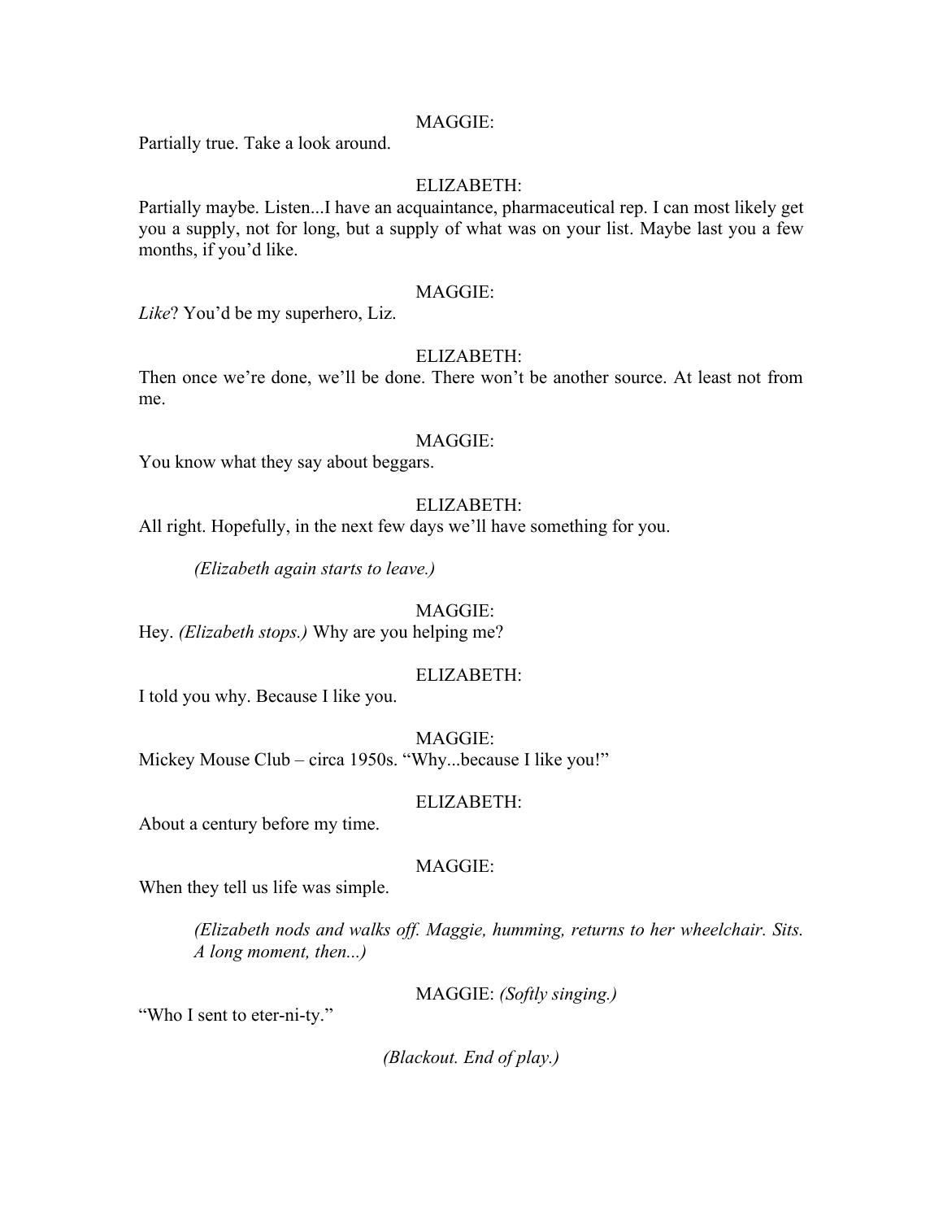MAGGIE:

Partially true. Take a look around.

ELIZABETH:

Partially maybe. Listen...I have an acquaintance, pharmaceutical rep. I can most likely get you a supply, not for long, but a supply of what was on your list. Maybe last you a few months, if you'd like.

MAGGIE:

*Like*? You'd be my superhero, Liz.

ELIZABETH:

Then once we're done, we'll be done. There won't be another source. At least not from me.

MAGGIE:

You know what they say about beggars.

ELIZABETH:

All right. Hopefully, in the next few days we'll have something for you.

*(Elizabeth again starts to leave.)*

MAGGIE:

Hey. *(Elizabeth stops.)* Why are you helping me?

ELIZABETH:

I told you why. Because I like you.

MAGGIE:

Mickey Mouse Club – circa 1950s. "Why...because I like you!"

ELIZABETH:

About a century before my time.

MAGGIE:

When they tell us life was simple.

*(Elizabeth nods and walks off. Maggie, humming, returns to her wheelchair. Sits. A long moment, then...)*

MAGGIE: *(Softly singing.)*

"Who I sent to eter-ni-ty."

*(Blackout. End of play.)*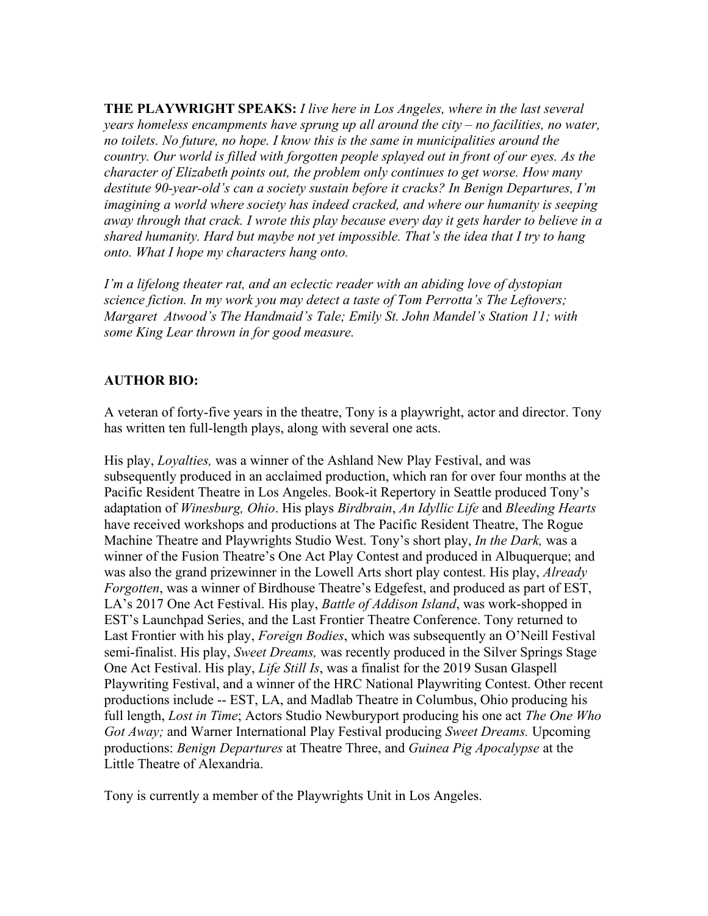**THE PLAYWRIGHT SPEAKS:** *I live here in Los Angeles, where in the last several years homeless encampments have sprung up all around the city – no facilities, no water, no toilets. No future, no hope. I know this is the same in municipalities around the country. Our world is filled with forgotten people splayed out in front of our eyes. As the character of Elizabeth points out, the problem only continues to get worse. How many destitute 90-year-old's can a society sustain before it cracks? In Benign Departures, I'm imagining a world where society has indeed cracked, and where our humanity is seeping away through that crack. I wrote this play because every day it gets harder to believe in a shared humanity. Hard but maybe not yet impossible. That's the idea that I try to hang onto. What I hope my characters hang onto.*

*I'm a lifelong theater rat, and an eclectic reader with an abiding love of dystopian science fiction. In my work you may detect a taste of Tom Perrotta's The Leftovers; Margaret Atwood's The Handmaid's Tale; Emily St. John Mandel's Station 11; with some King Lear thrown in for good measure.*

**AUTHOR BIO:**

A veteran of forty-five years in the theatre, Tony is a playwright, actor and director. Tony has written ten full-length plays, along with several one acts.

His play, *Loyalties,* was a winner of the Ashland New Play Festival, and was subsequently produced in an acclaimed production, which ran for over four months at the Pacific Resident Theatre in Los Angeles. Book-it Repertory in Seattle produced Tony's adaptation of *Winesburg, Ohio*. His plays *Birdbrain*, *An Idyllic Life* and *Bleeding Hearts* have received workshops and productions at The Pacific Resident Theatre, The Rogue Machine Theatre and Playwrights Studio West. Tony's short play, *In the Dark,* was a winner of the Fusion Theatre's One Act Play Contest and produced in Albuquerque; and was also the grand prizewinner in the Lowell Arts short play contest. His play, *Already Forgotten*, was a winner of Birdhouse Theatre's Edgefest, and produced as part of EST, LA's 2017 One Act Festival. His play, *Battle of Addison Island*, was work-shopped in EST's Launchpad Series, and the Last Frontier Theatre Conference. Tony returned to Last Frontier with his play, *Foreign Bodies*, which was subsequently an O'Neill Festival semi-finalist. His play, *Sweet Dreams,* was recently produced in the Silver Springs Stage One Act Festival. His play, *Life Still Is*, was a finalist for the 2019 Susan Glaspell Playwriting Festival, and a winner of the HRC National Playwriting Contest. Other recent productions include -- EST, LA, and Madlab Theatre in Columbus, Ohio producing his full length, *Lost in Time*; Actors Studio Newburyport producing his one act *The One Who Got Away;* and Warner International Play Festival producing *Sweet Dreams.* Upcoming productions: *Benign Departures* at Theatre Three, and *Guinea Pig Apocalypse* at the Little Theatre of Alexandria.

Tony is currently a member of the Playwrights Unit in Los Angeles.